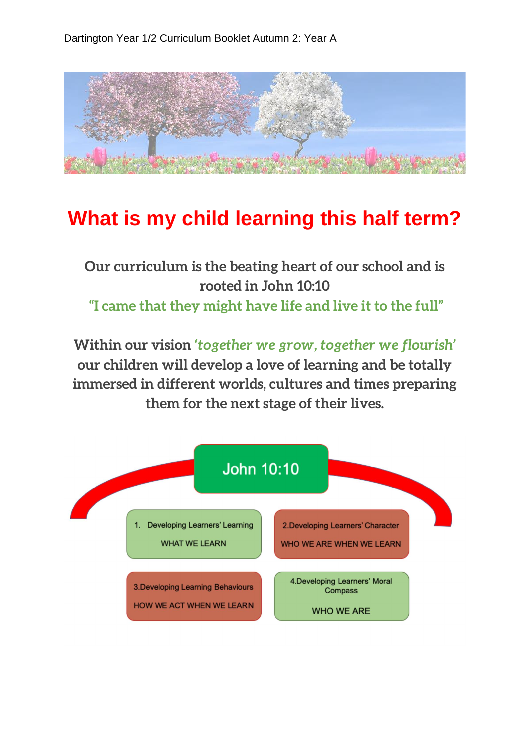Dartington Year 1/2 Curriculum Booklet Autumn 2: Year A

# What is my child learning this half term?

**Our curriculum is the beating heart of our school and is rooted in John 10:10**

**"I came that they might have life and live it to the full"**

**Within our vision *'together we grow, together we flourish'* our children will develop a love of learning and be totally immersed in different worlds, cultures and times preparing them for the next stage of their lives.**

John 10:10

1. Developing Learners' Learning
   WHAT WE LEARN

2. Developing Learners' Character
   WHO WE ARE WHEN WE LEARN

3. Developing Learning Behaviours
   HOW WE ACT WHEN WE LEARN

4. Developing Learners' Moral Compass
   WHO WE ARE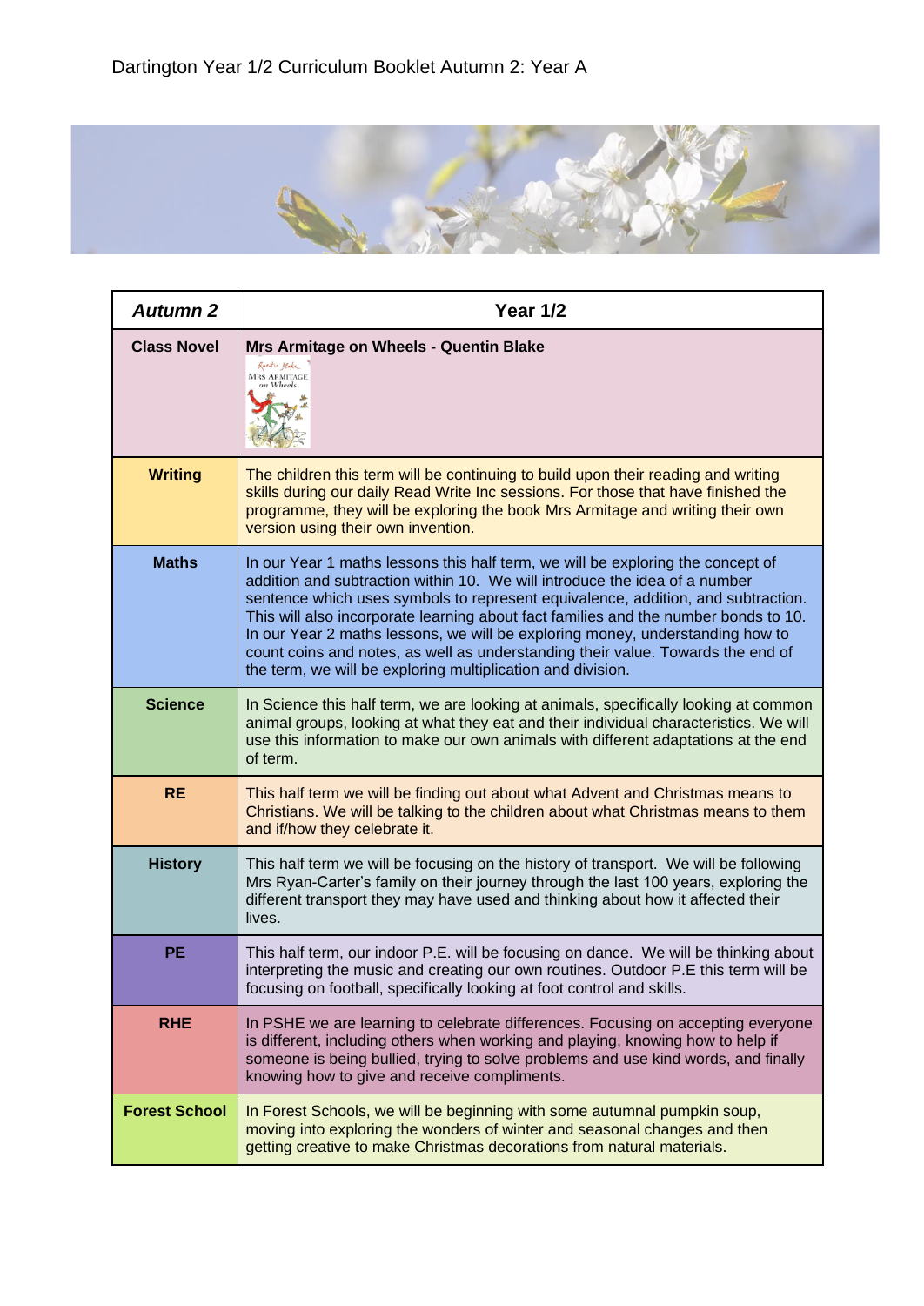# Dartington Year 1/2 Curriculum Booklet Autumn 2: Year A

| ***Autumn 2*** | **Year 1/2** |
|---|---|
| **Class Novel** | **Mrs Armitage on Wheels - Quentin Blake** |
| **Writing** | The children this term will be continuing to build upon their reading and writing skills during our daily Read Write Inc sessions. For those that have finished the programme, they will be exploring the book Mrs Armitage and writing their own version using their own invention. |
| **Maths** | In our Year 1 maths lessons this half term, we will be exploring the concept of addition and subtraction within 10. We will introduce the idea of a number sentence which uses symbols to represent equivalence, addition, and subtraction. This will also incorporate learning about fact families and the number bonds to 10. In our Year 2 maths lessons, we will be exploring money, understanding how to count coins and notes, as well as understanding their value. Towards the end of the term, we will be exploring multiplication and division. |
| **Science** | In Science this half term, we are looking at animals, specifically looking at common animal groups, looking at what they eat and their individual characteristics. We will use this information to make our own animals with different adaptations at the end of term. |
| **RE** | This half term we will be finding out about what Advent and Christmas means to Christians. We will be talking to the children about what Christmas means to them and if/how they celebrate it. |
| **History** | This half term we will be focusing on the history of transport. We will be following Mrs Ryan-Carter's family on their journey through the last 100 years, exploring the different transport they may have used and thinking about how it affected their lives. |
| **PE** | This half term, our indoor P.E. will be focusing on dance. We will be thinking about interpreting the music and creating our own routines. Outdoor P.E this term will be focusing on football, specifically looking at foot control and skills. |
| **RHE** | In PSHE we are learning to celebrate differences. Focusing on accepting everyone is different, including others when working and playing, knowing how to help if someone is being bullied, trying to solve problems and use kind words, and finally knowing how to give and receive compliments. |
| **Forest School** | In Forest Schools, we will be beginning with some autumnal pumpkin soup, moving into exploring the wonders of winter and seasonal changes and then getting creative to make Christmas decorations from natural materials. |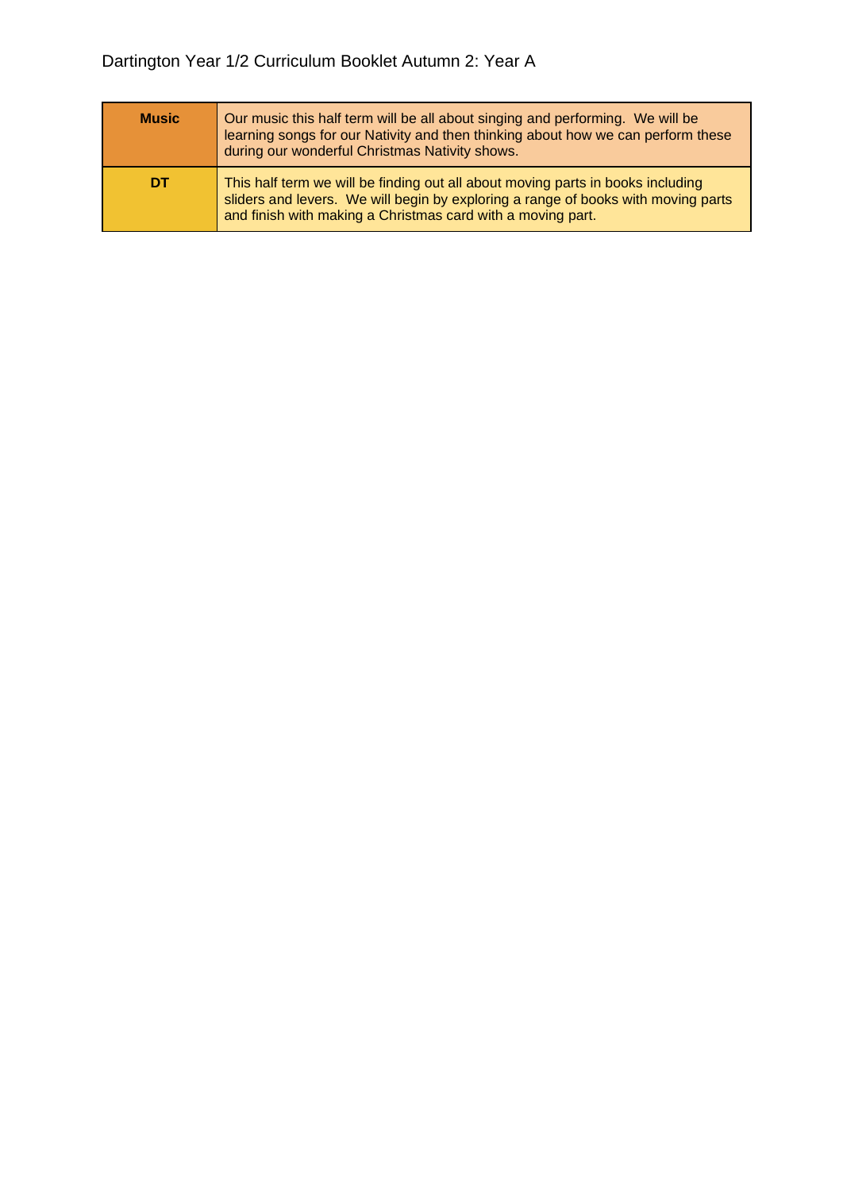| | |
|---|---|
| **Music** | Our music this half term will be all about singing and performing. We will be learning songs for our Nativity and then thinking about how we can perform these during our wonderful Christmas Nativity shows. |
| **DT** | This half term we will be finding out all about moving parts in books including sliders and levers. We will begin by exploring a range of books with moving parts and finish with making a Christmas card with a moving part. |